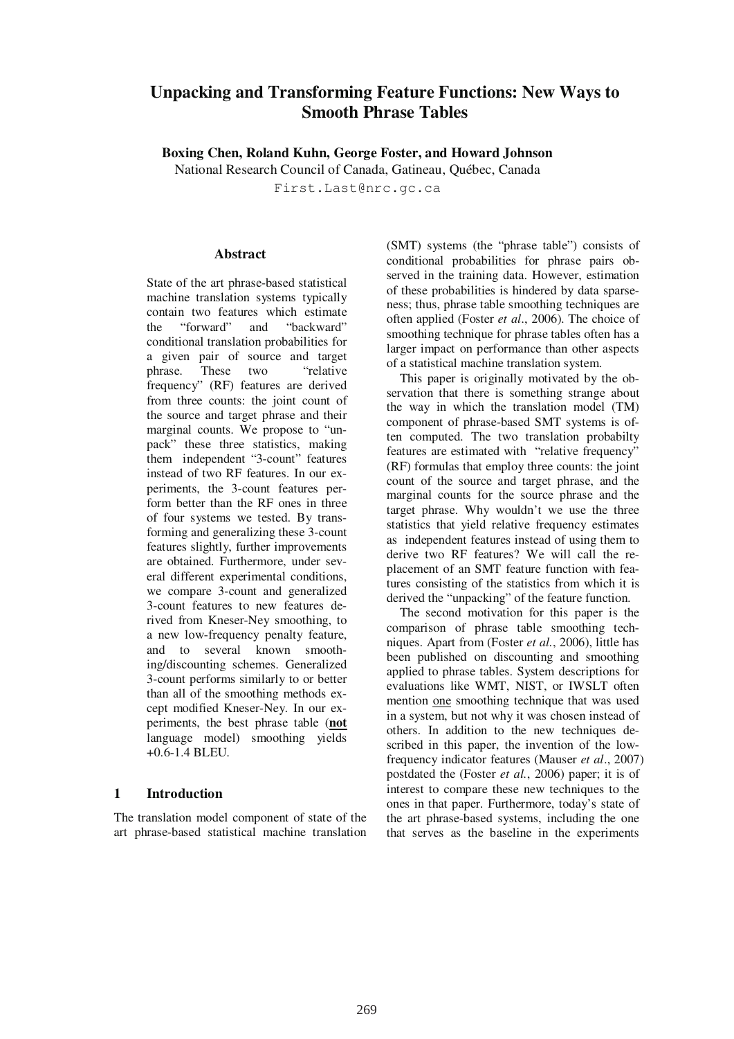# Unpacking and Transforming Feature Functions: New Ways to Smooth Phrase Tables

**Boxing Chen, Roland Kuhn, George Foster, and Howard Johnson**

National Research Council of Canada, Gatineau, Québec, Canada

First.Last@nrc.gc.ca

## Abstract

State of the art phrase-based statistical machine translation systems typically contain two features which estimate the "forward" and "backward" conditional translation probabilities for a given pair of source and target phrase. These two "relative frequency" (RF) features are derived from three counts: the joint count of the source and target phrase and their marginal counts. We propose to "unpack" these three statistics, making them independent "3-count" features instead of two RF features. In our experiments, the 3-count features perform better than the RF ones in three of four systems we tested. By transforming and generalizing these 3-count features slightly, further improvements are obtained. Furthermore, under several different experimental conditions, we compare 3-count and generalized 3-count features to new features derived from Kneser-Ney smoothing, to a new low-frequency penalty feature, and to several known smoothing/discounting schemes. Generalized 3-count performs similarly to or better than all of the smoothing methods except modified Kneser-Ney. In our experiments, the best phrase table (**not** language model) smoothing yields +0.6-1.4 BLEU.

## 1 Introduction

The translation model component of state of the art phrase-based statistical machine translation (SMT) systems (the "phrase table") consists of conditional probabilities for phrase pairs observed in the training data. However, estimation of these probabilities is hindered by data sparseness; thus, phrase table smoothing techniques are often applied (Foster *et al*., 2006). The choice of smoothing technique for phrase tables often has a larger impact on performance than other aspects of a statistical machine translation system.

This paper is originally motivated by the observation that there is something strange about the way in which the translation model (TM) component of phrase-based SMT systems is often computed. The two translation probabilty features are estimated with "relative frequency" (RF) formulas that employ three counts: the joint count of the source and target phrase, and the marginal counts for the source phrase and the target phrase. Why wouldn't we use the three statistics that yield relative frequency estimates as independent features instead of using them to derive two RF features? We will call the replacement of an SMT feature function with features consisting of the statistics from which it is derived the "unpacking" of the feature function.

The second motivation for this paper is the comparison of phrase table smoothing techniques. Apart from (Foster *et al.*, 2006), little has been published on discounting and smoothing applied to phrase tables. System descriptions for evaluations like WMT, NIST, or IWSLT often mention one smoothing technique that was used in a system, but not why it was chosen instead of others. In addition to the new techniques described in this paper, the invention of the low-frequency indicator features (Mauser *et al*., 2007) postdated the (Foster *et al.*, 2006) paper; it is of interest to compare these new techniques to the ones in that paper. Furthermore, today's state of the art phrase-based systems, including the one that serves as the baseline in the experiments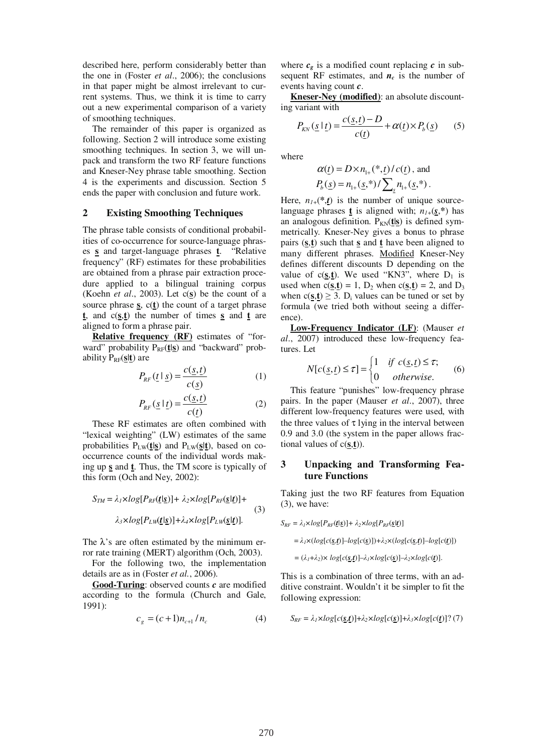described here, perform considerably better than the one in (Foster *et al*., 2006); the conclusions in that paper might be almost irrelevant to current systems. Thus, we think it is time to carry out a new experimental comparison of a variety of smoothing techniques.

The remainder of this paper is organized as following. Section 2 will introduce some existing smoothing techniques. In section 3, we will unpack and transform the two RF feature functions and Kneser-Ney phrase table smoothing. Section 4 is the experiments and discussion. Section 5 ends the paper with conclusion and future work.

## 2 Existing Smoothing Techniques

The phrase table consists of conditional probabilities of co-occurrence for source-language phrases $\underline{s}$ and target-language phrases $\underline{t}$. "Relative frequency" (RF) estimates for these probabilities are obtained from a phrase pair extraction procedure applied to a bilingual training corpus (Koehn *et al*., 2003). Let c($\underline{s}$) be the count of a source phrase $\underline{s}$, c($\underline{t}$) the count of a target phrase $\underline{t}$, and c($\underline{s}$,$\underline{t}$) the number of times $\underline{s}$ and $\underline{t}$ are aligned to form a phrase pair.

**Relative frequency (RF)** estimates of "forward" probability $P_{RF}(\underline{t}|\underline{s})$ and "backward" probability $P_{RF}(\underline{s}|\underline{t})$ are

$$P_{RF}(\underline{t}\mid \underline{s}) = \frac{c(\underline{s},\underline{t})}{c(\underline{s})} \quad (1)$$

$$P_{RF}(\underline{s}\mid \underline{t}) = \frac{c(\underline{s},\underline{t})}{c(\underline{t})} \quad (2)$$

These RF estimates are often combined with "lexical weighting" (LW) estimates of the same probabilities $P_{LW}(\underline{t}|\underline{s})$ and $P_{LW}(\underline{s}|\underline{t})$, based on co-occurrence counts of the individual words making up $\underline{s}$ and $\underline{t}$. Thus, the TM score is typically of this form (Och and Ney, 2002):

$$S_{TM} = \lambda_1 \times log[P_{RF}(\underline{t}|\underline{s})] + \lambda_2 \times log[P_{RF}(\underline{s}|\underline{t})] + \lambda_3 \times log[P_{LW}(\underline{t}|\underline{s})] + \lambda_4 \times log[P_{LW}(\underline{s}|\underline{t})]. \quad (3)$$

The λ's are often estimated by the minimum error rate training (MERT) algorithm (Och, 2003).

For the following two, the implementation details are as in (Foster *et al*., 2006).

**Good-Turing**: observed counts $c$ are modified according to the formula (Church and Gale, 1991):

$$c_g = (c+1)n_{c+1}/n_c \quad (4)$$

where $c_g$ is a modified count replacing $c$ in subsequent RF estimates, and $n_c$ is the number of events having count $c$.

**Kneser-Ney (modified)**: an absolute discounting variant with

$$P_{KN}(\underline{s}\mid \underline{t}) = \frac{c(\underline{s},\underline{t}) - D}{c(\underline{t})} + \alpha(\underline{t}) \times P_b(\underline{s}) \quad (5)$$

where

$$\alpha(\underline{t}) = D \times n_{1+}(*,\underline{t})/c(\underline{t}), \text{ and}$$
$$P_b(\underline{s}) = n_{1+}(\underline{s},*)/\sum_{\underline{s}} n_{1+}(\underline{s},*).$$

Here, $n_{1+}(*,\underline{t})$ is the number of unique source-language phrases $\underline{t}$ is aligned with; $n_{1+}(\underline{s},*)$ has an analogous definition. $P_{KN}(\underline{t}|\underline{s})$ is defined symmetrically. Kneser-Ney gives a bonus to phrase pairs ($\underline{s}$,$\underline{t}$) such that $\underline{s}$ and $\underline{t}$ have been aligned to many different phrases. Modified Kneser-Ney defines different discounts D depending on the value of c($\underline{s}$,$\underline{t}$). We used "KN3", where $D_1$ is used when c($\underline{s}$,$\underline{t}$) = 1, $D_2$ when c($\underline{s}$,$\underline{t}$) = 2, and $D_3$ when c($\underline{s}$,$\underline{t}$) ≥ 3. $D_i$ values can be tuned or set by formula (we tried both without seeing a difference).

**Low-Frequency Indicator (LF)**: (Mauser *et al*., 2007) introduced these low-frequency features. Let

$$N[c(\underline{s},\underline{t}) \le \tau] = \begin{cases} 1 & \text{if } c(\underline{s},\underline{t}) \le \tau; \\ 0 & \text{otherwise.} \end{cases} \quad (6)$$

This feature "punishes" low-frequency phrase pairs. In the paper (Mauser *et al*., 2007), three different low-frequency features were used, with the three values of τ lying in the interval between 0.9 and 3.0 (the system in the paper allows fractional values of c($\underline{s}$,$\underline{t}$)).

## 3 Unpacking and Transforming Feature Functions

Taking just the two RF features from Equation (3), we have:

$$S_{RF} = \lambda_1 \times log[P_{RF}(\underline{t}|\underline{s})] + \lambda_2 \times log[P_{RF}(\underline{s}|\underline{t})]$$
$$= \lambda_1 \times (log[c(\underline{s},\underline{t})] - log[c(\underline{s})]) + \lambda_2 \times (log[c(\underline{s},\underline{t})] - log[c(\underline{t})])$$
$$= (\lambda_1 + \lambda_2) \times log[c(\underline{s},\underline{t})] - \lambda_1 \times log[c(\underline{s})] - \lambda_2 \times log[c(\underline{t})].$$

This is a combination of three terms, with an additive constraint. Wouldn't it be simpler to fit the following expression:

$$S_{RF} = \lambda_1 \times log[c(\underline{s},\underline{t})] + \lambda_2 \times log[c(\underline{s})] + \lambda_3 \times log[c(\underline{t})]? \quad (7)$$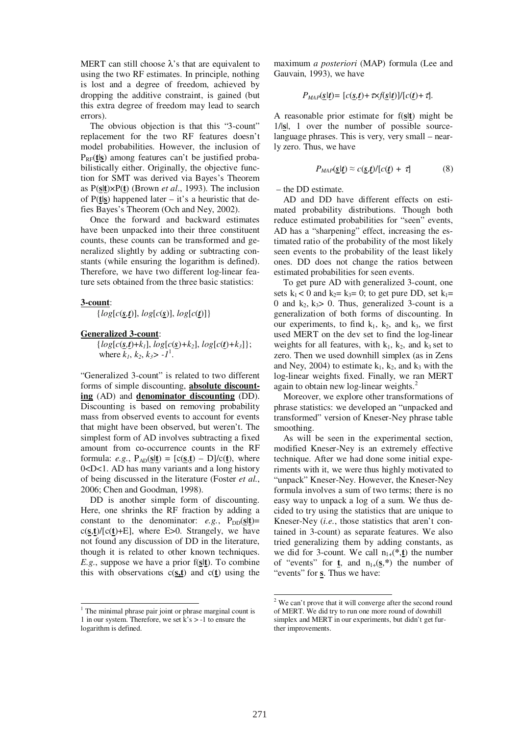MERT can still choose λ's that are equivalent to using the two RF estimates. In principle, nothing is lost and a degree of freedom, achieved by dropping the additive constraint, is gained (but this extra degree of freedom may lead to search errors).

The obvious objection is that this "3-count" replacement for the two RF features doesn't model probabilities. However, the inclusion of $P_{RF}(\underline{\mathbf{t}}|\underline{\mathbf{s}})$ among features can't be justified probabilistically either. Originally, the objective function for SMT was derived via Bayes's Theorem as $P(\underline{\mathbf{s}}|\underline{\mathbf{t}}) \times P(\underline{\mathbf{t}})$ (Brown *et al*., 1993). The inclusion of $P(\underline{\mathbf{t}}|\underline{\mathbf{s}})$ happened later – it's a heuristic that defies Bayes's Theorem (Och and Ney, 2002).

Once the forward and backward estimates have been unpacked into their three constituent counts, these counts can be transformed and generalized slightly by adding or subtracting constants (while ensuring the logarithm is defined). Therefore, we have two different log-linear feature sets obtained from the three basic statistics:

**3-count**:

$\{log[c(\underline{s},\underline{t})], log[c(\underline{s})], log[c(\underline{t})]\}$

**Generalized 3-count**:

$\{log[c(\underline{s},\underline{t})+k_1], log[c(\underline{s})+k_2], log[c(\underline{t})+k_3]\}$;
where $k_1, k_2, k_3 > -1$[1].

"Generalized 3-count" is related to two different forms of simple discounting, **absolute discounting** (AD) and **denominator discounting** (DD). Discounting is based on removing probability mass from observed events to account for events that might have been observed, but weren't. The simplest form of AD involves subtracting a fixed amount from co-occurrence counts in the RF formula: *e.g.*, $P_{AD}(\underline{\mathbf{s}}|\underline{\mathbf{t}}) = [c(\underline{\mathbf{s}},\underline{\mathbf{t}}) - D]/c(\underline{\mathbf{t}})$, where $0<D<1$. AD has many variants and a long history of being discussed in the literature (Foster *et al.*, 2006; Chen and Goodman, 1998).

DD is another simple form of discounting. Here, one shrinks the RF fraction by adding a constant to the denominator: *e.g.*, $P_{DD}(\underline{\mathbf{s}}|\underline{\mathbf{t}}) = c(\underline{\mathbf{s}},\underline{\mathbf{t}})/[c(\underline{\mathbf{t}})+E]$, where $E>0$. Strangely, we have not found any discussion of DD in the literature, though it is related to other known techniques. *E.g.*, suppose we have a prior $f(\underline{\mathbf{s}}|\underline{\mathbf{t}})$. To combine this with observations $c(\underline{\mathbf{s}},\underline{\mathbf{t}})$ and $c(\underline{\mathbf{t}})$ using the maximum *a posteriori* (MAP) formula (Lee and Gauvain, 1993), we have

$$P_{MAP}(\underline{s}|\underline{t}) = [c(\underline{s},\underline{t}) + \tau \times f(\underline{s}|\underline{t})]/[c(\underline{t}) + \tau].$$

A reasonable prior estimate for $f(\underline{\mathbf{s}}|\underline{\mathbf{t}})$ might be $1/|\underline{\mathbf{s}}|$, 1 over the number of possible source-language phrases. This is very, very small – nearly zero. Thus, we have

$$P_{MAP}(\underline{s}|\underline{t}) \approx c(\underline{s},\underline{t})/[c(\underline{t}) + \tau] \quad (8)$$

– the DD estimate.

AD and DD have different effects on estimated probability distributions. Though both reduce estimated probabilities for "seen" events, AD has a "sharpening" effect, increasing the estimated ratio of the probability of the most likely seen events to the probability of the least likely ones. DD does not change the ratios between estimated probabilities for seen events.

To get pure AD with generalized 3-count, one sets $k_1 < 0$ and $k_2 = k_3 = 0$; to get pure DD, set $k_1 = 0$ and $k_2, k_3 > 0$. Thus, generalized 3-count is a generalization of both forms of discounting. In our experiments, to find $k_1$, $k_2$, and $k_3$, we first used MERT on the dev set to find the log-linear weights for all features, with $k_1$, $k_2$, and $k_3$ set to zero. Then we used downhill simplex (as in Zens and Ney, 2004) to estimate $k_1$, $k_2$, and $k_3$ with the log-linear weights fixed. Finally, we ran MERT again to obtain new log-linear weights.[2]

Moreover, we explore other transformations of phrase statistics: we developed an "unpacked and transformed" version of Kneser-Ney phrase table smoothing.

As will be seen in the experimental section, modified Kneser-Ney is an extremely effective technique. After we had done some initial experiments with it, we were thus highly motivated to "unpack" Kneser-Ney. However, the Kneser-Ney formula involves a sum of two terms; there is no easy way to unpack a log of a sum. We thus decided to try using the statistics that are unique to Kneser-Ney (*i.e.*, those statistics that aren't contained in 3-count) as separate features. We also tried generalizing them by adding constants, as we did for 3-count. We call $n_{1+}(*,\underline{\mathbf{t}})$ the number of "events" for $\underline{\mathbf{t}}$, and $n_{1+}(\underline{\mathbf{s}},*)$ the number of "events" for $\underline{\mathbf{s}}$. Thus we have:

---

[1] The minimal phrase pair joint or phrase marginal count is 1 in our system. Therefore, we set k's > -1 to ensure the logarithm is defined.

[2] We can't prove that it will converge after the second round of MERT. We did try to run one more round of downhill simplex and MERT in our experiments, but didn't get further improvements.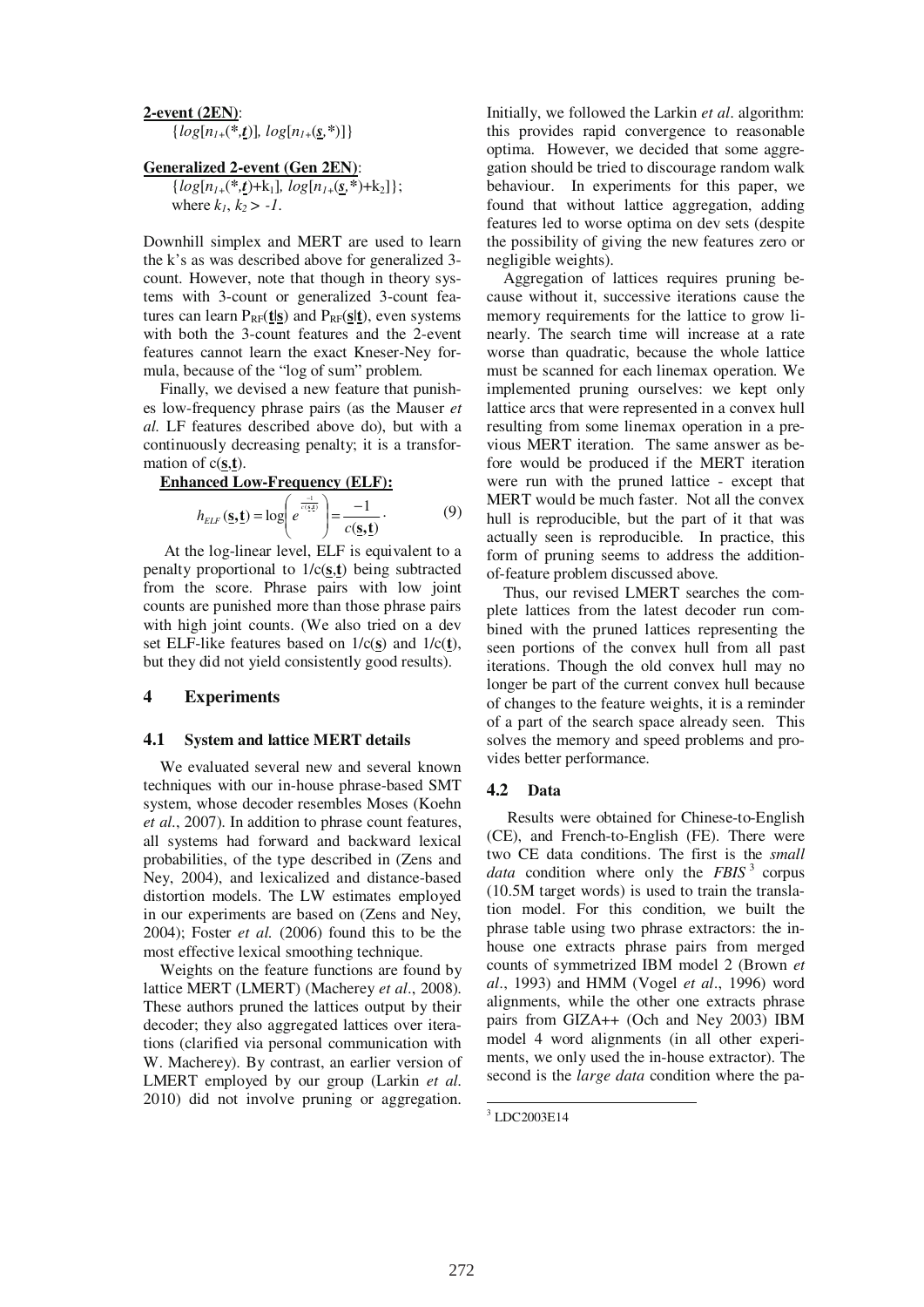**2-event (2EN)**:

$\{log[n_{1+}(*,\underline{t})], log[n_{1+}(\underline{s},*)]\}$

**Generalized 2-event (Gen 2EN)**:

$\{log[n_{1+}(*,\underline{t})+k_1], log[n_{1+}(\underline{s},*)+k_2]\}$;
where $k_1, k_2 > -1$.

Downhill simplex and MERT are used to learn the k's as was described above for generalized 3-count. However, note that though in theory systems with 3-count or generalized 3-count features can learn $P_{RF}(\underline{\mathbf{t}}|\underline{\mathbf{s}})$ and $P_{RF}(\underline{\mathbf{s}}|\underline{\mathbf{t}})$, even systems with both the 3-count features and the 2-event features cannot learn the exact Kneser-Ney formula, because of the "log of sum" problem.

Finally, we devised a new feature that punishes low-frequency phrase pairs (as the Mauser *et al.* LF features described above do), but with a continuously decreasing penalty; it is a transformation of $c(\underline{\mathbf{s}},\underline{\mathbf{t}})$.

**Enhanced Low-Frequency (ELF):**

$$h_{ELF}(\underline{\mathbf{s}},\underline{\mathbf{t}}) = \log\left(e^{\frac{-1}{c(\underline{\mathbf{s}},\underline{\mathbf{t}})}}\right) = \frac{-1}{c(\underline{\mathbf{s}},\underline{\mathbf{t}})}. \quad (9)$$

At the log-linear level, ELF is equivalent to a penalty proportional to $1/c(\underline{\mathbf{s}},\underline{\mathbf{t}})$ being subtracted from the score. Phrase pairs with low joint counts are punished more than those phrase pairs with high joint counts. (We also tried on a dev set ELF-like features based on $1/c(\underline{\mathbf{s}})$ and $1/c(\underline{\mathbf{t}})$, but they did not yield consistently good results).

## 4 Experiments

### 4.1 System and lattice MERT details

We evaluated several new and several known techniques with our in-house phrase-based SMT system, whose decoder resembles Moses (Koehn *et al.*, 2007). In addition to phrase count features, all systems had forward and backward lexical probabilities, of the type described in (Zens and Ney, 2004), and lexicalized and distance-based distortion models. The LW estimates employed in our experiments are based on (Zens and Ney, 2004); Foster *et al.* (2006) found this to be the most effective lexical smoothing technique.

Weights on the feature functions are found by lattice MERT (LMERT) (Macherey *et al*., 2008). These authors pruned the lattices output by their decoder; they also aggregated lattices over iterations (clarified via personal communication with W. Macherey). By contrast, an earlier version of LMERT employed by our group (Larkin *et al.* 2010) did not involve pruning or aggregation. Initially, we followed the Larkin *et al*. algorithm: this provides rapid convergence to reasonable optima. However, we decided that some aggregation should be tried to discourage random walk behaviour. In experiments for this paper, we found that without lattice aggregation, adding features led to worse optima on dev sets (despite the possibility of giving the new features zero or negligible weights).

Aggregation of lattices requires pruning because without it, successive iterations cause the memory requirements for the lattice to grow linearly. The search time will increase at a rate worse than quadratic, because the whole lattice must be scanned for each linemax operation. We implemented pruning ourselves: we kept only lattice arcs that were represented in a convex hull resulting from some linemax operation in a previous MERT iteration. The same answer as before would be produced if the MERT iteration were run with the pruned lattice - except that MERT would be much faster. Not all the convex hull is reproducible, but the part of it that was actually seen is reproducible. In practice, this form of pruning seems to address the addition-of-feature problem discussed above.

Thus, our revised LMERT searches the complete lattices from the latest decoder run combined with the pruned lattices representing the seen portions of the convex hull from all past iterations. Though the old convex hull may no longer be part of the current convex hull because of changes to the feature weights, it is a reminder of a part of the search space already seen. This solves the memory and speed problems and provides better performance.

### 4.2 Data

Results were obtained for Chinese-to-English (CE), and French-to-English (FE). There were two CE data conditions. The first is the *small data* condition where only the *FBIS*[3] corpus (10.5M target words) is used to train the translation model. For this condition, we built the phrase table using two phrase extractors: the in-house one extracts phrase pairs from merged counts of symmetrized IBM model 2 (Brown *et al*., 1993) and HMM (Vogel *et al*., 1996) word alignments, while the other one extracts phrase pairs from GIZA++ (Och and Ney 2003) IBM model 4 word alignments (in all other experiments, we only used the in-house extractor). The second is the *large data* condition where the pa-

[3] LDC2003E14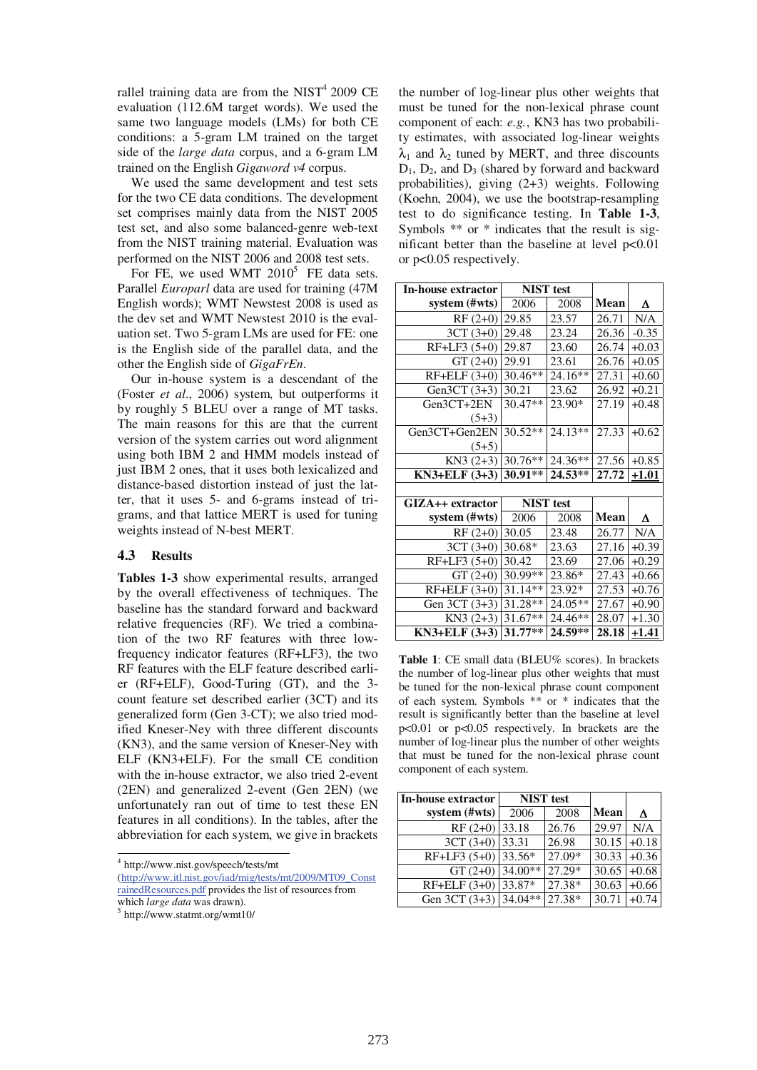rallel training data are from the NIST[4] 2009 CE evaluation (112.6M target words). We used the same two language models (LMs) for both CE conditions: a 5-gram LM trained on the target side of the *large data* corpus, and a 6-gram LM trained on the English *Gigaword v4* corpus.

We used the same development and test sets for the two CE data conditions. The development set comprises mainly data from the NIST 2005 test set, and also some balanced-genre web-text from the NIST training material. Evaluation was performed on the NIST 2006 and 2008 test sets.

For FE, we used WMT 2010[5] FE data sets. Parallel *Europarl* data are used for training (47M English words); WMT Newstest 2008 is used as the dev set and WMT Newstest 2010 is the evaluation set. Two 5-gram LMs are used for FE: one is the English side of the parallel data, and the other the English side of *GigaFrEn*.

Our in-house system is a descendant of the (Foster *et al*., 2006) system, but outperforms it by roughly 5 BLEU over a range of MT tasks. The main reasons for this are that the current version of the system carries out word alignment using both IBM 2 and HMM models instead of just IBM 2 ones, that it uses both lexicalized and distance-based distortion instead of just the latter, that it uses 5- and 6-grams instead of trigrams, and that lattice MERT is used for tuning weights instead of N-best MERT.

### 4.3 Results

**Tables 1-3** show experimental results, arranged by the overall effectiveness of techniques. The baseline has the standard forward and backward relative frequencies (RF). We tried a combination of the two RF features with three low-frequency indicator features (RF+LF3), the two RF features with the ELF feature described earlier (RF+ELF), Good-Turing (GT), and the 3-count feature set described earlier (3CT) and its generalized form (Gen 3-CT); we also tried modified Kneser-Ney with three different discounts (KN3), and the same version of Kneser-Ney with ELF (KN3+ELF). For the small CE condition with the in-house extractor, we also tried 2-event (2EN) and generalized 2-event (Gen 2EN) (we unfortunately ran out of time to test these EN features in all conditions). In the tables, after the abbreviation for each system, we give in brackets the number of log-linear plus other weights that must be tuned for the non-lexical phrase count component of each: *e.g.*, KN3 has two probability estimates, with associated log-linear weights $\lambda_1$ and $\lambda_2$ tuned by MERT, and three discounts $D_1$, $D_2$, and $D_3$ (shared by forward and backward probabilities), giving (2+3) weights. Following (Koehn, 2004), we use the bootstrap-resampling test to do significance testing. In **Table 1-3**, Symbols ** or * indicates that the result is significant better than the baseline at level $p<0.01$ or $p<0.05$ respectively.

| In-house extractor system (#wts) | NIST test 2006 | NIST test 2008 | Mean | Δ |
|---|---|---|---|---|
| RF (2+0) | 29.85 | 23.57 | 26.71 | N/A |
| 3CT (3+0) | 29.48 | 23.24 | 26.36 | -0.35 |
| RF+LF3 (5+0) | 29.87 | 23.60 | 26.74 | +0.03 |
| GT (2+0) | 29.91 | 23.61 | 26.76 | +0.05 |
| RF+ELF (3+0) | 30.46** | 24.16** | 27.31 | +0.60 |
| Gen3CT (3+3) | 30.21 | 23.62 | 26.92 | +0.21 |
| Gen3CT+2EN (5+3) | 30.47** | 23.90* | 27.19 | +0.48 |
| Gen3CT+Gen2EN (5+5) | 30.52** | 24.13** | 27.33 | +0.62 |
| KN3 (2+3) | 30.76** | 24.36** | 27.56 | +0.85 |
| **KN3+ELF (3+3)** | **30.91**** | **24.53**** | **27.72** | **+1.01** |

| GIZA++ extractor system (#wts) | NIST test 2006 | NIST test 2008 | Mean | Δ |
|---|---|---|---|---|
| RF (2+0) | 30.05 | 23.48 | 26.77 | N/A |
| 3CT (3+0) | 30.68* | 23.63 | 27.16 | +0.39 |
| RF+LF3 (5+0) | 30.42 | 23.69 | 27.06 | +0.29 |
| GT (2+0) | 30.99** | 23.86* | 27.43 | +0.66 |
| RF+ELF (3+0) | 31.14** | 23.92* | 27.53 | +0.76 |
| Gen 3CT (3+3) | 31.28** | 24.05** | 27.67 | +0.90 |
| KN3 (2+3) | 31.67** | 24.46** | 28.07 | +1.30 |
| **KN3+ELF (3+3)** | **31.77**** | **24.59**** | **28.18** | **+1.41** |

**Table 1**: CE small data (BLEU% scores). In brackets the number of log-linear plus other weights that must be tuned for the non-lexical phrase count component of each system. Symbols ** or * indicates that the result is significantly better than the baseline at level $p<0.01$ or $p<0.05$ respectively. In brackets are the number of log-linear plus the number of other weights that must be tuned for the non-lexical phrase count component of each system.

| In-house extractor system (#wts) | NIST test 2006 | NIST test 2008 | Mean | Δ |
|---|---|---|---|---|
| RF (2+0) | 33.18 | 26.76 | 29.97 | N/A |
| 3CT (3+0) | 33.31 | 26.98 | 30.15 | +0.18 |
| RF+LF3 (5+0) | 33.56* | 27.09* | 30.33 | +0.36 |
| GT (2+0) | 34.00** | 27.29* | 30.65 | +0.68 |
| RF+ELF (3+0) | 33.87* | 27.38* | 30.63 | +0.66 |
| Gen 3CT (3+3) | 34.04** | 27.38* | 30.71 | +0.74 |

[4] http://www.nist.gov/speech/tests/mt (http://www.itl.nist.gov/iad/mig/tests/mt/2009/MT09_ConstrainedResources.pdf provides the list of resources from which *large data* was drawn).

[5] http://www.statmt.org/wmt10/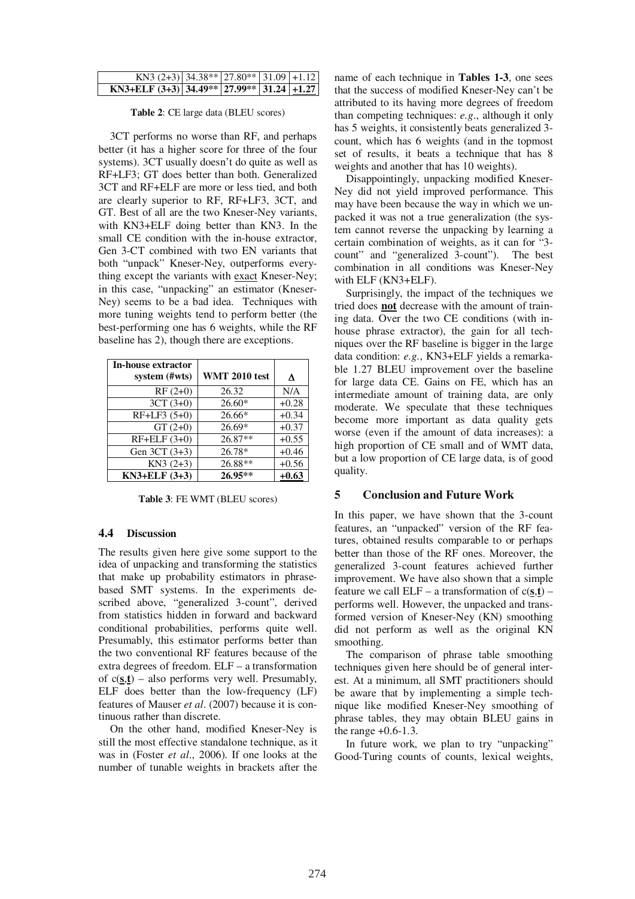| | | | | |
|---|---|---|---|---|
| KN3 (2+3) | 34.38** | 27.80** | 31.09 | +1.12 |
| **KN3+ELF (3+3)** | **34.49**** | **27.99**** | **31.24** | **+1.27** |

**Table 2**: CE large data (BLEU scores)

3CT performs no worse than RF, and perhaps better (it has a higher score for three of the four systems). 3CT usually doesn't do quite as well as RF+LF3; GT does better than both. Generalized 3CT and RF+ELF are more or less tied, and both are clearly superior to RF, RF+LF3, 3CT, and GT. Best of all are the two Kneser-Ney variants, with KN3+ELF doing better than KN3. In the small CE condition with the in-house extractor, Gen 3-CT combined with two EN variants that both "unpack" Kneser-Ney, outperforms everything except the variants with exact Kneser-Ney; in this case, "unpacking" an estimator (Kneser-Ney) seems to be a bad idea. Techniques with more tuning weights tend to perform better (the best-performing one has 6 weights, while the RF baseline has 2), though there are exceptions.

| In-house extractor system (#wts) | WMT 2010 test | Δ |
|---|---|---|
| RF (2+0) | 26.32 | N/A |
| 3CT (3+0) | 26.60* | +0.28 |
| RF+LF3 (5+0) | 26.66* | +0.34 |
| GT (2+0) | 26.69* | +0.37 |
| RF+ELF (3+0) | 26.87** | +0.55 |
| Gen 3CT (3+3) | 26.78* | +0.46 |
| KN3 (2+3) | 26.88** | +0.56 |
| **KN3+ELF (3+3)** | **26.95**** | **+0.63** |

**Table 3**: FE WMT (BLEU scores)

### 4.4 Discussion

The results given here give some support to the idea of unpacking and transforming the statistics that make up probability estimators in phrase-based SMT systems. In the experiments described above, "generalized 3-count", derived from statistics hidden in forward and backward conditional probabilities, performs quite well. Presumably, this estimator performs better than the two conventional RF features because of the extra degrees of freedom. ELF – a transformation of $c(\underline{\mathbf{s}},\underline{\mathbf{t}})$ – also performs very well. Presumably, ELF does better than the low-frequency (LF) features of Mauser *et al*. (2007) because it is continuous rather than discrete.

On the other hand, modified Kneser-Ney is still the most effective standalone technique, as it was in (Foster *et al*., 2006). If one looks at the number of tunable weights in brackets after the name of each technique in **Tables 1-3**, one sees that the success of modified Kneser-Ney can't be attributed to its having more degrees of freedom than competing techniques: *e.g*., although it only has 5 weights, it consistently beats generalized 3-count, which has 6 weights (and in the topmost set of results, it beats a technique that has 8 weights and another that has 10 weights).

Disappointingly, unpacking modified Kneser-Ney did not yield improved performance. This may have been because the way in which we unpacked it was not a true generalization (the system cannot reverse the unpacking by learning a certain combination of weights, as it can for "3-count" and "generalized 3-count"). The best combination in all conditions was Kneser-Ney with ELF (KN3+ELF).

Surprisingly, the impact of the techniques we tried does **not** decrease with the amount of training data. Over the two CE conditions (with in-house phrase extractor), the gain for all techniques over the RF baseline is bigger in the large data condition: *e.g.*, KN3+ELF yields a remarkable 1.27 BLEU improvement over the baseline for large data CE. Gains on FE, which has an intermediate amount of training data, are only moderate. We speculate that these techniques become more important as data quality gets worse (even if the amount of data increases): a high proportion of CE small and of WMT data, but a low proportion of CE large data, is of good quality.

## 5 Conclusion and Future Work

In this paper, we have shown that the 3-count features, an "unpacked" version of the RF features, obtained results comparable to or perhaps better than those of the RF ones. Moreover, the generalized 3-count features achieved further improvement. We have also shown that a simple feature we call ELF – a transformation of $c(\underline{\mathbf{s}},\underline{\mathbf{t}})$ – performs well. However, the unpacked and transformed version of Kneser-Ney (KN) smoothing did not perform as well as the original KN smoothing.

The comparison of phrase table smoothing techniques given here should be of general interest. At a minimum, all SMT practitioners should be aware that by implementing a simple technique like modified Kneser-Ney smoothing of phrase tables, they may obtain BLEU gains in the range +0.6-1.3.

In future work, we plan to try "unpacking" Good-Turing counts of counts, lexical weights,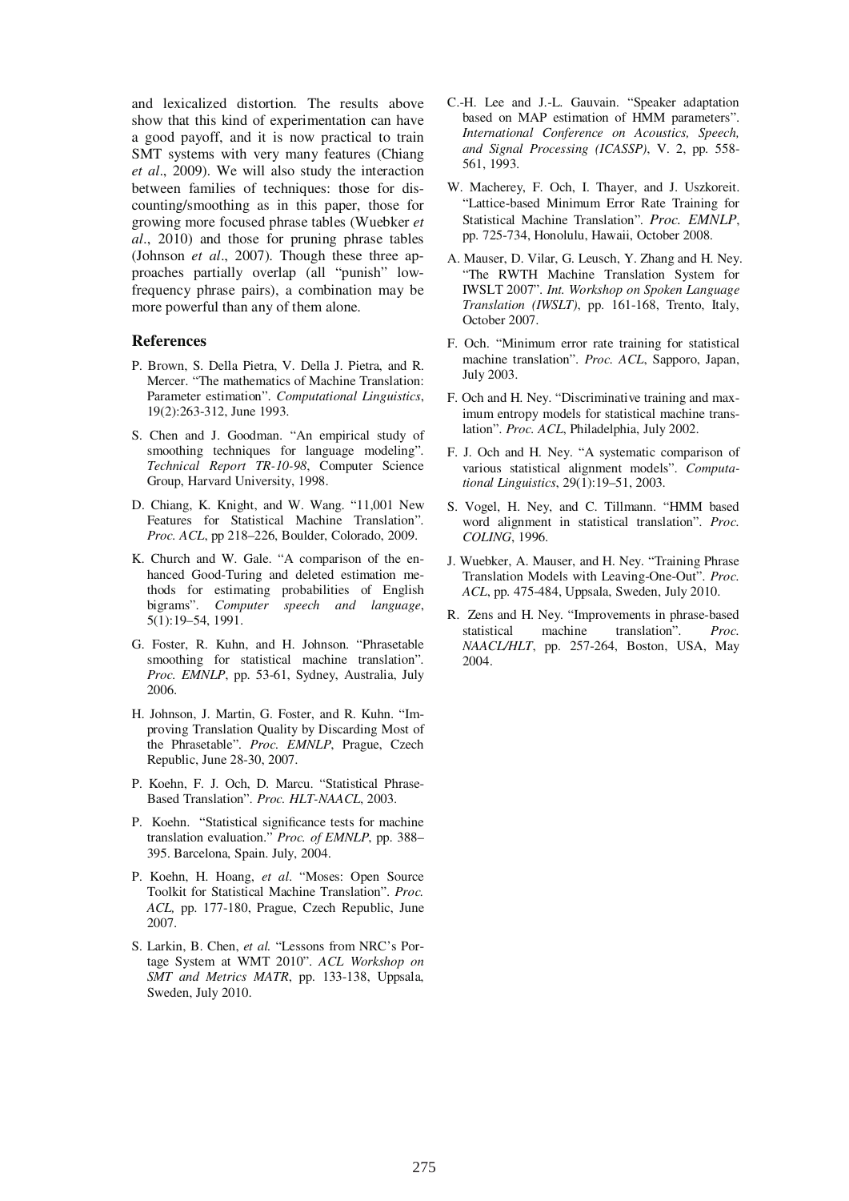and lexicalized distortion. The results above show that this kind of experimentation can have a good payoff, and it is now practical to train SMT systems with very many features (Chiang *et al*., 2009). We will also study the interaction between families of techniques: those for discounting/smoothing as in this paper, those for growing more focused phrase tables (Wuebker *et al*., 2010) and those for pruning phrase tables (Johnson *et al*., 2007). Though these three approaches partially overlap (all "punish" low-frequency phrase pairs), a combination may be more powerful than any of them alone.

## References

P. Brown, S. Della Pietra, V. Della J. Pietra, and R. Mercer. "The mathematics of Machine Translation: Parameter estimation". *Computational Linguistics*, 19(2):263-312, June 1993.

S. Chen and J. Goodman. "An empirical study of smoothing techniques for language modeling". *Technical Report TR-10-98*, Computer Science Group, Harvard University, 1998.

D. Chiang, K. Knight, and W. Wang. "11,001 New Features for Statistical Machine Translation". *Proc. ACL*, pp 218–226, Boulder, Colorado, 2009.

K. Church and W. Gale. "A comparison of the enhanced Good-Turing and deleted estimation methods for estimating probabilities of English bigrams". *Computer speech and language*, 5(1):19–54, 1991.

G. Foster, R. Kuhn, and H. Johnson. "Phrasetable smoothing for statistical machine translation". *Proc. EMNLP*, pp. 53-61, Sydney, Australia, July 2006.

H. Johnson, J. Martin, G. Foster, and R. Kuhn. "Improving Translation Quality by Discarding Most of the Phrasetable". *Proc. EMNLP*, Prague, Czech Republic, June 28-30, 2007.

P. Koehn, F. J. Och, D. Marcu. "Statistical Phrase-Based Translation". *Proc. HLT-NAACL*, 2003.

P. Koehn. "Statistical significance tests for machine translation evaluation." *Proc. of EMNLP*, pp. 388–395. Barcelona, Spain. July, 2004.

P. Koehn, H. Hoang, *et al*. "Moses: Open Source Toolkit for Statistical Machine Translation". *Proc. ACL,* pp. 177-180, Prague, Czech Republic, June 2007.

S. Larkin, B. Chen, *et al.* "Lessons from NRC's Portage System at WMT 2010". *ACL Workshop on SMT and Metrics MATR*, pp. 133-138, Uppsala, Sweden, July 2010.

C.-H. Lee and J.-L. Gauvain. "Speaker adaptation based on MAP estimation of HMM parameters". *International Conference on Acoustics, Speech, and Signal Processing (ICASSP)*, V. 2, pp. 558-561, 1993.

W. Macherey, F. Och, I. Thayer, and J. Uszkoreit. "Lattice-based Minimum Error Rate Training for Statistical Machine Translation". *Proc. EMNLP*, pp. 725-734, Honolulu, Hawaii, October 2008.

A. Mauser, D. Vilar, G. Leusch, Y. Zhang and H. Ney. "The RWTH Machine Translation System for IWSLT 2007". *Int. Workshop on Spoken Language Translation (IWSLT)*, pp. 161-168, Trento, Italy, October 2007.

F. Och. "Minimum error rate training for statistical machine translation". *Proc. ACL*, Sapporo, Japan, July 2003.

F. Och and H. Ney. "Discriminative training and maximum entropy models for statistical machine translation". *Proc. ACL*, Philadelphia, July 2002.

F. J. Och and H. Ney. "A systematic comparison of various statistical alignment models". *Computational Linguistics*, 29(1):19–51, 2003.

S. Vogel, H. Ney, and C. Tillmann. "HMM based word alignment in statistical translation". *Proc. COLING*, 1996.

J. Wuebker, A. Mauser, and H. Ney. "Training Phrase Translation Models with Leaving-One-Out". *Proc. ACL*, pp. 475-484, Uppsala, Sweden, July 2010.

R. Zens and H. Ney. "Improvements in phrase-based statistical machine translation". *Proc. NAACL/HLT*, pp. 257-264, Boston, USA, May 2004.